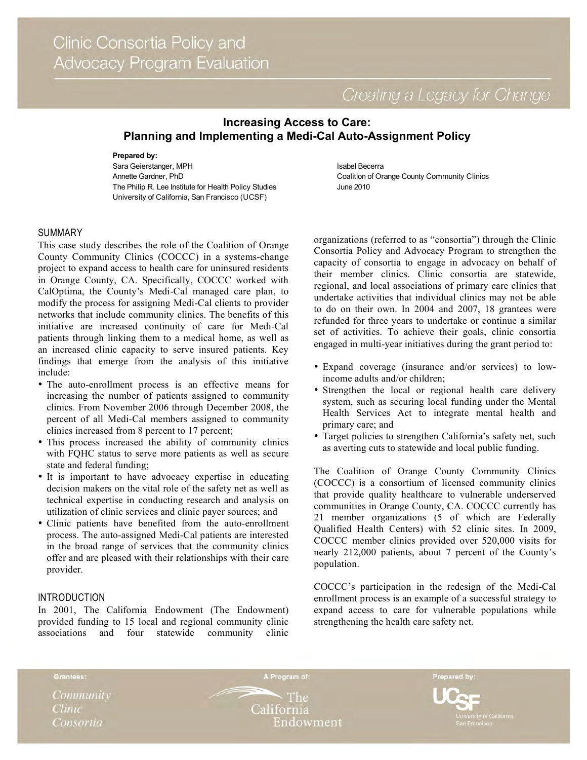# Clinic Consortia Policy and Advocacy Program Evaluation

*Creating a Legacy for Change*

## Increasing Access to Care: Planning and Implementing a Medi-Cal Auto-Assignment Policy

**Prepared by:**

Sara Geierstanger, MPH
Annette Gardner, PhD
The Philip R. Lee Institute for Health Policy Studies
University of California, San Francisco (UCSF)

Isabel Becerra
Coalition of Orange County Community Clinics
June 2010

### SUMMARY

This case study describes the role of the Coalition of Orange County Community Clinics (COCCC) in a systems-change project to expand access to health care for uninsured residents in Orange County, CA. Specifically, COCCC worked with CalOptima, the County's Medi-Cal managed care plan, to modify the process for assigning Medi-Cal clients to provider networks that include community clinics. The benefits of this initiative are increased continuity of care for Medi-Cal patients through linking them to a medical home, as well as an increased clinic capacity to serve insured patients. Key findings that emerge from the analysis of this initiative include:

- The auto-enrollment process is an effective means for increasing the number of patients assigned to community clinics. From November 2006 through December 2008, the percent of all Medi-Cal members assigned to community clinics increased from 8 percent to 17 percent;
- This process increased the ability of community clinics with FQHC status to serve more patients as well as secure state and federal funding;
- It is important to have advocacy expertise in educating decision makers on the vital role of the safety net as well as technical expertise in conducting research and analysis on utilization of clinic services and clinic payer sources; and
- Clinic patients have benefited from the auto-enrollment process. The auto-assigned Medi-Cal patients are interested in the broad range of services that the community clinics offer and are pleased with their relationships with their care provider.

### INTRODUCTION

In 2001, The California Endowment (The Endowment) provided funding to 15 local and regional community clinic associations and four statewide community clinic organizations (referred to as "consortia") through the Clinic Consortia Policy and Advocacy Program to strengthen the capacity of consortia to engage in advocacy on behalf of their member clinics. Clinic consortia are statewide, regional, and local associations of primary care clinics that undertake activities that individual clinics may not be able to do on their own. In 2004 and 2007, 18 grantees were refunded for three years to undertake or continue a similar set of activities. To achieve their goals, clinic consortia engaged in multi-year initiatives during the grant period to:

- Expand coverage (insurance and/or services) to low-income adults and/or children;
- Strengthen the local or regional health care delivery system, such as securing local funding under the Mental Health Services Act to integrate mental health and primary care; and
- Target policies to strengthen California's safety net, such as averting cuts to statewide and local public funding.

The Coalition of Orange County Community Clinics (COCCC) is a consortium of licensed community clinics that provide quality healthcare to vulnerable underserved communities in Orange County, CA. COCCC currently has 21 member organizations (5 of which are Federally Qualified Health Centers) with 52 clinic sites. In 2009, COCCC member clinics provided over 520,000 visits for nearly 212,000 patients, about 7 percent of the County's population.

COCCC's participation in the redesign of the Medi-Cal enrollment process is an example of a successful strategy to expand access to care for vulnerable populations while strengthening the health care safety net.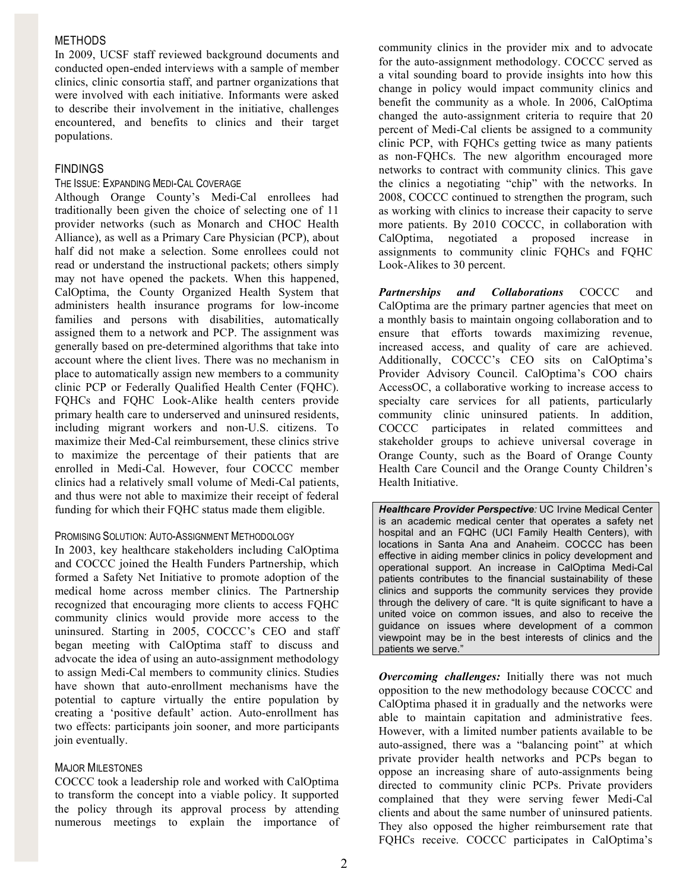## METHODS

In 2009, UCSF staff reviewed background documents and conducted open-ended interviews with a sample of member clinics, clinic consortia staff, and partner organizations that were involved with each initiative. Informants were asked to describe their involvement in the initiative, challenges encountered, and benefits to clinics and their target populations.

## FINDINGS

### THE ISSUE: EXPANDING MEDI-CAL COVERAGE

Although Orange County's Medi-Cal enrollees had traditionally been given the choice of selecting one of 11 provider networks (such as Monarch and CHOC Health Alliance), as well as a Primary Care Physician (PCP), about half did not make a selection. Some enrollees could not read or understand the instructional packets; others simply may not have opened the packets. When this happened, CalOptima, the County Organized Health System that administers health insurance programs for low-income families and persons with disabilities, automatically assigned them to a network and PCP. The assignment was generally based on pre-determined algorithms that take into account where the client lives. There was no mechanism in place to automatically assign new members to a community clinic PCP or Federally Qualified Health Center (FQHC). FQHCs and FQHC Look-Alike health centers provide primary health care to underserved and uninsured residents, including migrant workers and non-U.S. citizens. To maximize their Med-Cal reimbursement, these clinics strive to maximize the percentage of their patients that are enrolled in Medi-Cal. However, four COCCC member clinics had a relatively small volume of Medi-Cal patients, and thus were not able to maximize their receipt of federal funding for which their FQHC status made them eligible.

### PROMISING SOLUTION: AUTO-ASSIGNMENT METHODOLOGY

In 2003, key healthcare stakeholders including CalOptima and COCCC joined the Health Funders Partnership, which formed a Safety Net Initiative to promote adoption of the medical home across member clinics. The Partnership recognized that encouraging more clients to access FQHC community clinics would provide more access to the uninsured. Starting in 2005, COCCC's CEO and staff began meeting with CalOptima staff to discuss and advocate the idea of using an auto-assignment methodology to assign Medi-Cal members to community clinics. Studies have shown that auto-enrollment mechanisms have the potential to capture virtually the entire population by creating a 'positive default' action. Auto-enrollment has two effects: participants join sooner, and more participants join eventually.

### MAJOR MILESTONES

COCCC took a leadership role and worked with CalOptima to transform the concept into a viable policy. It supported the policy through its approval process by attending numerous meetings to explain the importance of community clinics in the provider mix and to advocate for the auto-assignment methodology. COCCC served as a vital sounding board to provide insights into how this change in policy would impact community clinics and benefit the community as a whole. In 2006, CalOptima changed the auto-assignment criteria to require that 20 percent of Medi-Cal clients be assigned to a community clinic PCP, with FQHCs getting twice as many patients as non-FQHCs. The new algorithm encouraged more networks to contract with community clinics. This gave the clinics a negotiating "chip" with the networks. In 2008, COCCC continued to strengthen the program, such as working with clinics to increase their capacity to serve more patients. By 2010 COCCC, in collaboration with CalOptima, negotiated a proposed increase in assignments to community clinic FQHCs and FQHC Look-Alikes to 30 percent.

***Partnerships and Collaborations*** COCCC and CalOptima are the primary partner agencies that meet on a monthly basis to maintain ongoing collaboration and to ensure that efforts towards maximizing revenue, increased access, and quality of care are achieved. Additionally, COCCC's CEO sits on CalOptima's Provider Advisory Council. CalOptima's COO chairs AccessOC, a collaborative working to increase access to specialty care services for all patients, particularly community clinic uninsured patients. In addition, COCCC participates in related committees and stakeholder groups to achieve universal coverage in Orange County, such as the Board of Orange County Health Care Council and the Orange County Children's Health Initiative.

> ***Healthcare Provider Perspective**:* UC Irvine Medical Center is an academic medical center that operates a safety net hospital and an FQHC (UCI Family Health Centers), with locations in Santa Ana and Anaheim. COCCC has been effective in aiding member clinics in policy development and operational support. An increase in CalOptima Medi-Cal patients contributes to the financial sustainability of these clinics and supports the community services they provide through the delivery of care. "It is quite significant to have a united voice on common issues, and also to receive the guidance on issues where development of a common viewpoint may be in the best interests of clinics and the patients we serve."

***Overcoming challenges:*** Initially there was not much opposition to the new methodology because COCCC and CalOptima phased it in gradually and the networks were able to maintain capitation and administrative fees. However, with a limited number patients available to be auto-assigned, there was a "balancing point" at which private provider health networks and PCPs began to oppose an increasing share of auto-assignments being directed to community clinic PCPs. Private providers complained that they were serving fewer Medi-Cal clients and about the same number of uninsured patients. They also opposed the higher reimbursement rate that FQHCs receive. COCCC participates in CalOptima's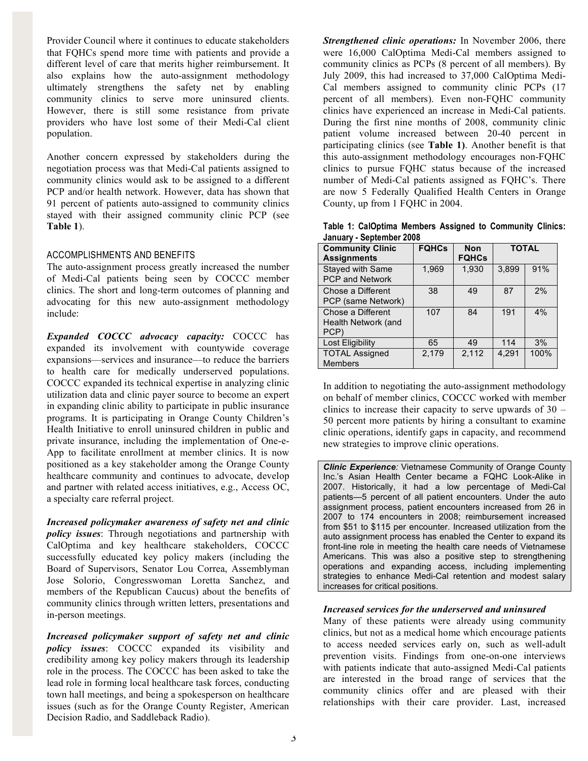Provider Council where it continues to educate stakeholders that FQHCs spend more time with patients and provide a different level of care that merits higher reimbursement. It also explains how the auto-assignment methodology ultimately strengthens the safety net by enabling community clinics to serve more uninsured clients. However, there is still some resistance from private providers who have lost some of their Medi-Cal client population.

Another concern expressed by stakeholders during the negotiation process was that Medi-Cal patients assigned to community clinics would ask to be assigned to a different PCP and/or health network. However, data has shown that 91 percent of patients auto-assigned to community clinics stayed with their assigned community clinic PCP (see **Table 1**).

## ACCOMPLISHMENTS AND BENEFITS

The auto-assignment process greatly increased the number of Medi-Cal patients being seen by COCCC member clinics. The short and long-term outcomes of planning and advocating for this new auto-assignment methodology include:

***Expanded COCCC advocacy capacity:*** COCCC has expanded its involvement with countywide coverage expansions—services and insurance—to reduce the barriers to health care for medically underserved populations. COCCC expanded its technical expertise in analyzing clinic utilization data and clinic payer source to become an expert in expanding clinic ability to participate in public insurance programs. It is participating in Orange County Children's Health Initiative to enroll uninsured children in public and private insurance, including the implementation of One-e-App to facilitate enrollment at member clinics. It is now positioned as a key stakeholder among the Orange County healthcare community and continues to advocate, develop and partner with related access initiatives, e.g., Access OC, a specialty care referral project.

***Increased policymaker awareness of safety net and clinic policy issues***: Through negotiations and partnership with CalOptima and key healthcare stakeholders, COCCC successfully educated key policy makers (including the Board of Supervisors, Senator Lou Correa, Assemblyman Jose Solorio, Congresswoman Loretta Sanchez, and members of the Republican Caucus) about the benefits of community clinics through written letters, presentations and in-person meetings.

***Increased policymaker support of safety net and clinic policy issues***: COCCC expanded its visibility and credibility among key policy makers through its leadership role in the process. The COCCC has been asked to take the lead role in forming local healthcare task forces, conducting town hall meetings, and being a spokesperson on healthcare issues (such as for the Orange County Register, American Decision Radio, and Saddleback Radio).

***Strengthened clinic operations:*** In November 2006, there were 16,000 CalOptima Medi-Cal members assigned to community clinics as PCPs (8 percent of all members). By July 2009, this had increased to 37,000 CalOptima Medi-Cal members assigned to community clinic PCPs (17 percent of all members). Even non-FQHC community clinics have experienced an increase in Medi-Cal patients. During the first nine months of 2008, community clinic patient volume increased between 20-40 percent in participating clinics (see **Table 1)**. Another benefit is that this auto-assignment methodology encourages non-FQHC clinics to pursue FQHC status because of the increased number of Medi-Cal patients assigned as FQHC's. There are now 5 Federally Qualified Health Centers in Orange County, up from 1 FQHC in 2004.

**Table 1: CalOptima Members Assigned to Community Clinics: January - September 2008**

| Community Clinic Assignments | FQHCs | Non FQHCs | TOTAL | |
|---|---|---|---|---|
| Stayed with Same PCP and Network | 1,969 | 1,930 | 3,899 | 91% |
| Chose a Different PCP (same Network) | 38 | 49 | 87 | 2% |
| Chose a Different Health Network (and PCP) | 107 | 84 | 191 | 4% |
| Lost Eligibility | 65 | 49 | 114 | 3% |
| TOTAL Assigned Members | 2,179 | 2,112 | 4,291 | 100% |

In addition to negotiating the auto-assignment methodology on behalf of member clinics, COCCC worked with member clinics to increase their capacity to serve upwards of 30 – 50 percent more patients by hiring a consultant to examine clinic operations, identify gaps in capacity, and recommend new strategies to improve clinic operations.

> ***Clinic Experience:*** Vietnamese Community of Orange County Inc.'s Asian Health Center became a FQHC Look-Alike in 2007. Historically, it had a low percentage of Medi-Cal patients—5 percent of all patient encounters. Under the auto assignment process, patient encounters increased from 26 in 2007 to 174 encounters in 2008; reimbursement increased from $51 to $115 per encounter. Increased utilization from the auto assignment process has enabled the Center to expand its front-line role in meeting the health care needs of Vietnamese Americans. This was also a positive step to strengthening operations and expanding access, including implementing strategies to enhance Medi-Cal retention and modest salary increases for critical positions.

***Increased services for the underserved and uninsured***

Many of these patients were already using community clinics, but not as a medical home which encourage patients to access needed services early on, such as well-adult prevention visits. Findings from one-on-one interviews with patients indicate that auto-assigned Medi-Cal patients are interested in the broad range of services that the community clinics offer and are pleased with their relationships with their care provider. Last, increased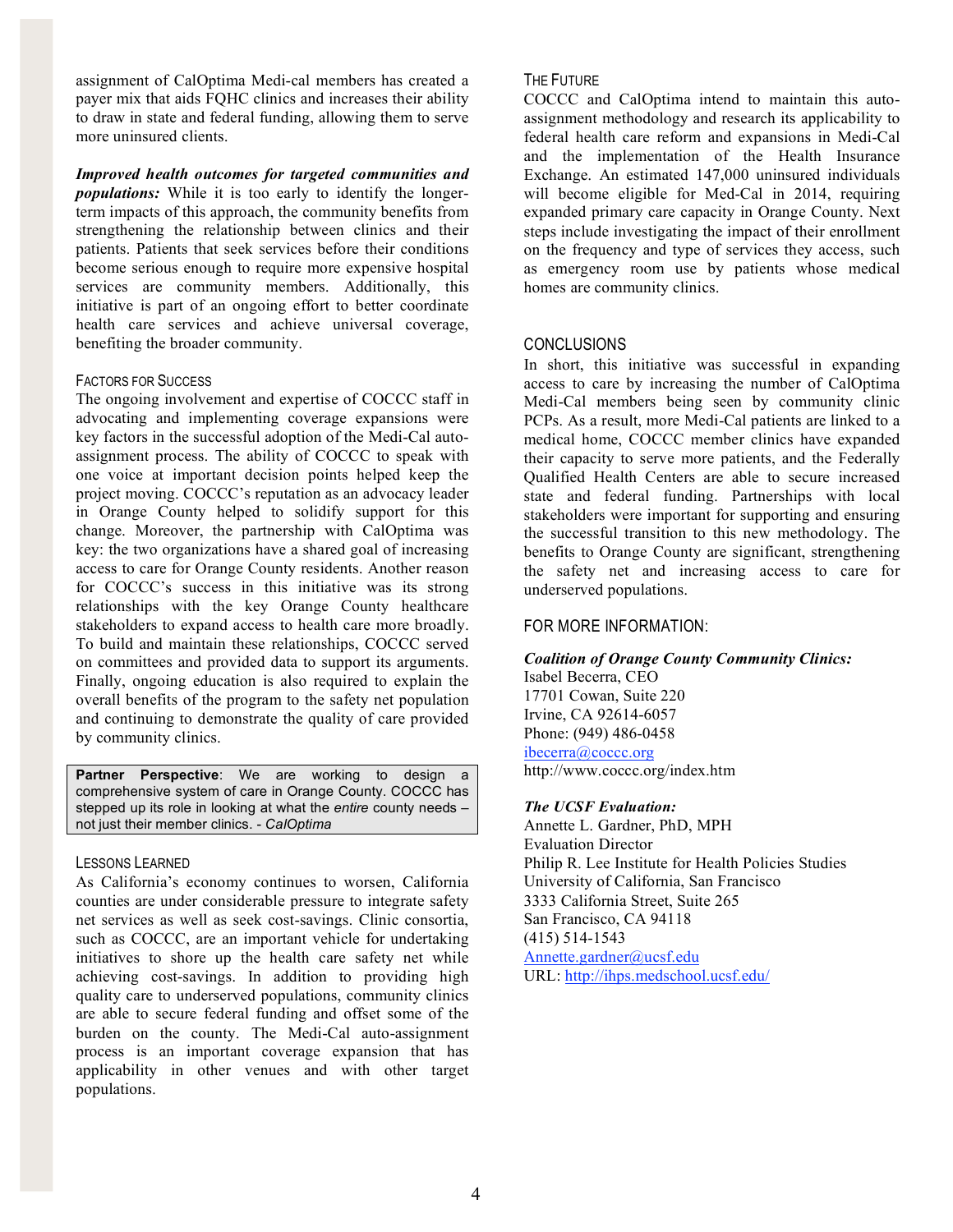assignment of CalOptima Medi-cal members has created a payer mix that aids FQHC clinics and increases their ability to draw in state and federal funding, allowing them to serve more uninsured clients.

***Improved health outcomes for targeted communities and populations:*** While it is too early to identify the longer-term impacts of this approach, the community benefits from strengthening the relationship between clinics and their patients. Patients that seek services before their conditions become serious enough to require more expensive hospital services are community members. Additionally, this initiative is part of an ongoing effort to better coordinate health care services and achieve universal coverage, benefiting the broader community.

## Factors for Success

The ongoing involvement and expertise of COCCC staff in advocating and implementing coverage expansions were key factors in the successful adoption of the Medi-Cal auto-assignment process. The ability of COCCC to speak with one voice at important decision points helped keep the project moving. COCCC's reputation as an advocacy leader in Orange County helped to solidify support for this change. Moreover, the partnership with CalOptima was key: the two organizations have a shared goal of increasing access to care for Orange County residents. Another reason for COCCC's success in this initiative was its strong relationships with the key Orange County healthcare stakeholders to expand access to health care more broadly. To build and maintain these relationships, COCCC served on committees and provided data to support its arguments. Finally, ongoing education is also required to explain the overall benefits of the program to the safety net population and continuing to demonstrate the quality of care provided by community clinics.

> **Partner Perspective**: We are working to design a comprehensive system of care in Orange County. COCCC has stepped up its role in looking at what the *entire* county needs – not just their member clinics. - *CalOptima*

## Lessons Learned

As California's economy continues to worsen, California counties are under considerable pressure to integrate safety net services as well as seek cost-savings. Clinic consortia, such as COCCC, are an important vehicle for undertaking initiatives to shore up the health care safety net while achieving cost-savings. In addition to providing high quality care to underserved populations, community clinics are able to secure federal funding and offset some of the burden on the county. The Medi-Cal auto-assignment process is an important coverage expansion that has applicability in other venues and with other target populations.

## The Future

COCCC and CalOptima intend to maintain this auto-assignment methodology and research its applicability to federal health care reform and expansions in Medi-Cal and the implementation of the Health Insurance Exchange. An estimated 147,000 uninsured individuals will become eligible for Med-Cal in 2014, requiring expanded primary care capacity in Orange County. Next steps include investigating the impact of their enrollment on the frequency and type of services they access, such as emergency room use by patients whose medical homes are community clinics.

## Conclusions

In short, this initiative was successful in expanding access to care by increasing the number of CalOptima Medi-Cal members being seen by community clinic PCPs. As a result, more Medi-Cal patients are linked to a medical home, COCCC member clinics have expanded their capacity to serve more patients, and the Federally Qualified Health Centers are able to secure increased state and federal funding. Partnerships with local stakeholders were important for supporting and ensuring the successful transition to this new methodology. The benefits to Orange County are significant, strengthening the safety net and increasing access to care for underserved populations.

## For More Information:

***Coalition of Orange County Community Clinics:***
Isabel Becerra, CEO
17701 Cowan, Suite 220
Irvine, CA 92614-6057
Phone: (949) 486-0458
ibecerra@coccc.org
http://www.coccc.org/index.htm

***The UCSF Evaluation:***
Annette L. Gardner, PhD, MPH
Evaluation Director
Philip R. Lee Institute for Health Policies Studies
University of California, San Francisco
3333 California Street, Suite 265
San Francisco, CA 94118
(415) 514-1543
Annette.gardner@ucsf.edu
URL: http://ihps.medschool.ucsf.edu/